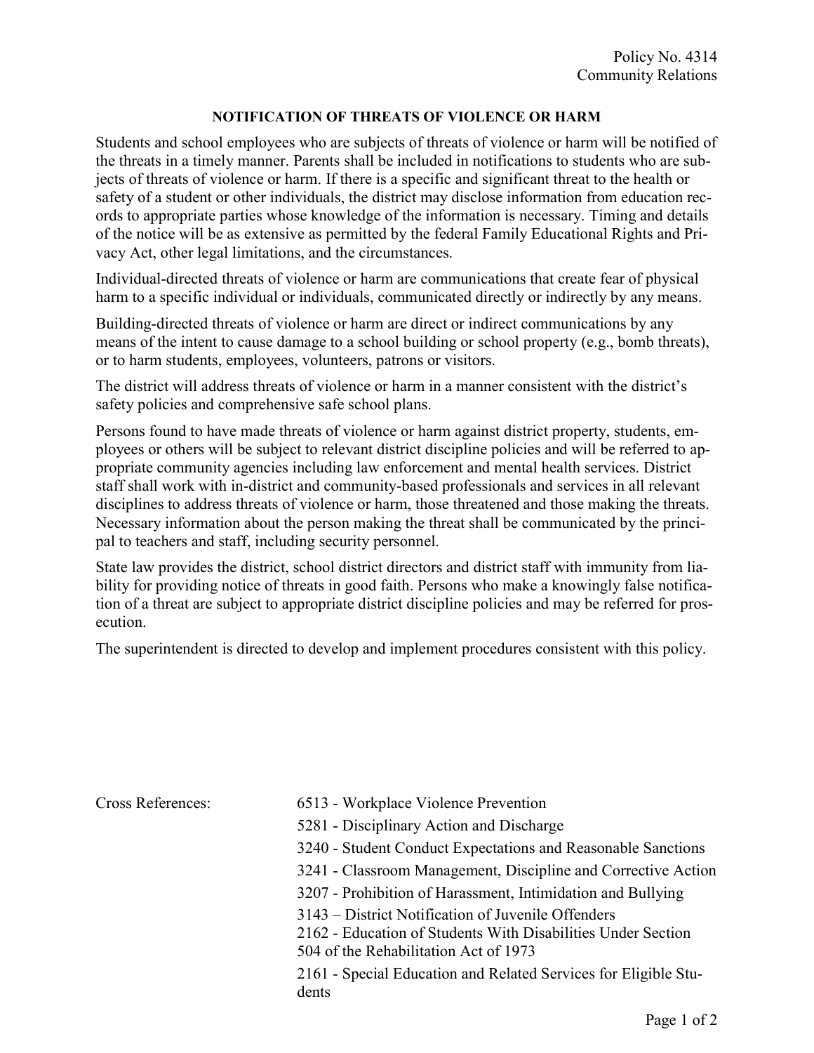Policy No. 4314
Community Relations

## NOTIFICATION OF THREATS OF VIOLENCE OR HARM

Students and school employees who are subjects of threats of violence or harm will be notified of the threats in a timely manner. Parents shall be included in notifications to students who are subjects of threats of violence or harm. If there is a specific and significant threat to the health or safety of a student or other individuals, the district may disclose information from education records to appropriate parties whose knowledge of the information is necessary. Timing and details of the notice will be as extensive as permitted by the federal Family Educational Rights and Privacy Act, other legal limitations, and the circumstances.

Individual-directed threats of violence or harm are communications that create fear of physical harm to a specific individual or individuals, communicated directly or indirectly by any means.

Building-directed threats of violence or harm are direct or indirect communications by any means of the intent to cause damage to a school building or school property (e.g., bomb threats), or to harm students, employees, volunteers, patrons or visitors.

The district will address threats of violence or harm in a manner consistent with the district's safety policies and comprehensive safe school plans.

Persons found to have made threats of violence or harm against district property, students, employees or others will be subject to relevant district discipline policies and will be referred to appropriate community agencies including law enforcement and mental health services. District staff shall work with in-district and community-based professionals and services in all relevant disciplines to address threats of violence or harm, those threatened and those making the threats. Necessary information about the person making the threat shall be communicated by the principal to teachers and staff, including security personnel.

State law provides the district, school district directors and district staff with immunity from liability for providing notice of threats in good faith. Persons who make a knowingly false notification of a threat are subject to appropriate district discipline policies and may be referred for prosecution.

The superintendent is directed to develop and implement procedures consistent with this policy.

Cross References:

- 6513 - Workplace Violence Prevention
- 5281 - Disciplinary Action and Discharge
- 3240 - Student Conduct Expectations and Reasonable Sanctions
- 3241 - Classroom Management, Discipline and Corrective Action
- 3207 - Prohibition of Harassment, Intimidation and Bullying
- 3143 – District Notification of Juvenile Offenders
- 2162 - Education of Students With Disabilities Under Section 504 of the Rehabilitation Act of 1973
- 2161 - Special Education and Related Services for Eligible Students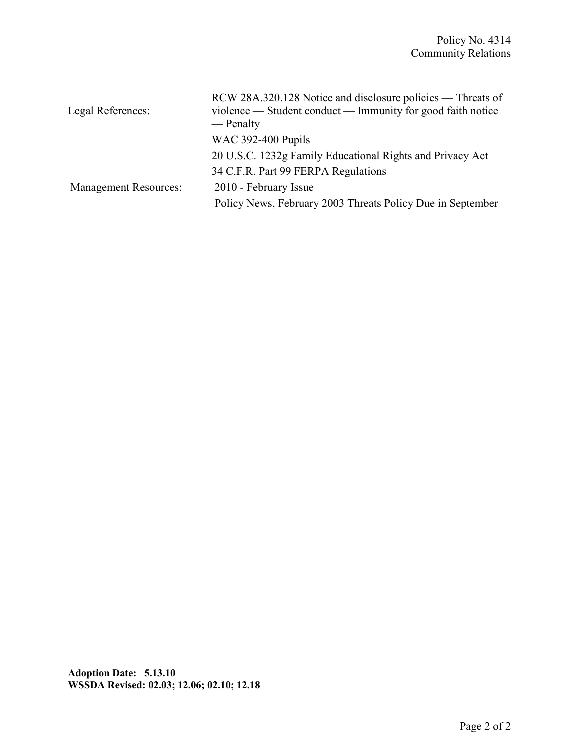| | |
|---|---|
| Legal References: | RCW 28A.320.128 Notice and disclosure policies — Threats of violence — Student conduct — Immunity for good faith notice — Penalty |
| | WAC 392-400 Pupils |
| | 20 U.S.C. 1232g Family Educational Rights and Privacy Act |
| | 34 C.F.R. Part 99 FERPA Regulations |
| Management Resources: | 2010 - February Issue |
| | Policy News, February 2003 Threats Policy Due in September |

**Adoption Date: 5.13.10**
**WSSDA Revised: 02.03; 12.06; 02.10; 12.18**